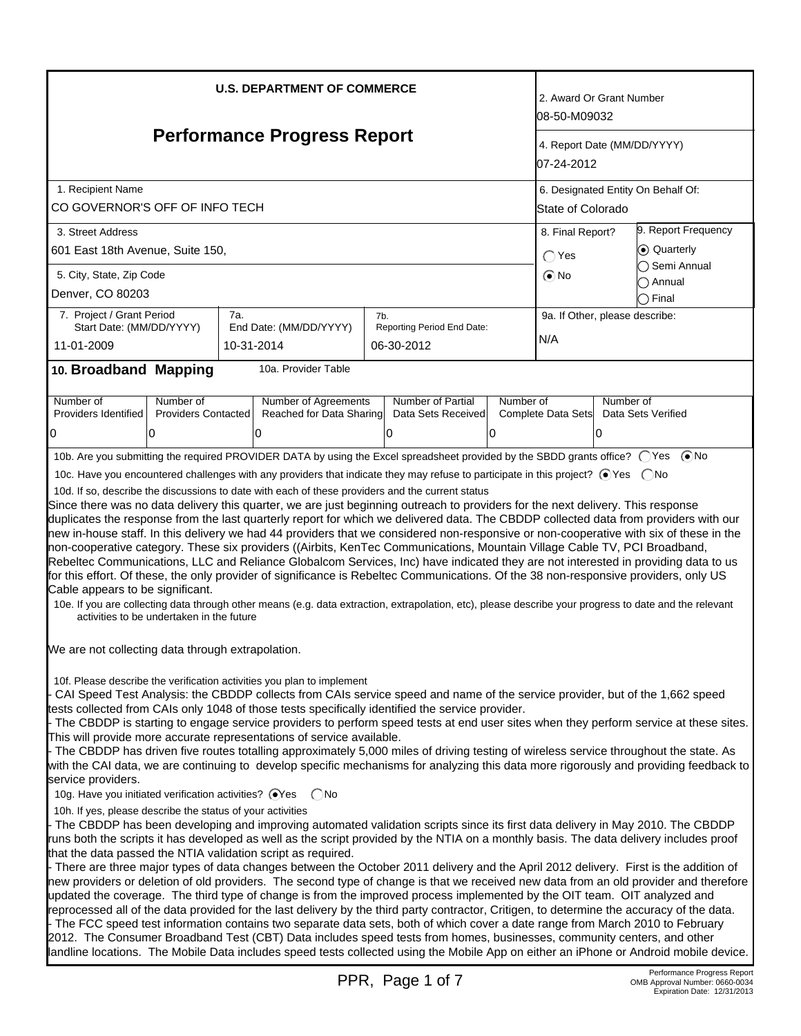**U.S. DEPARTMENT OF COMMERCE**

# Performance Progress Report

| | |
|---|---|
| 2. Award Or Grant Number | 08-50-M09032 |
| 4. Report Date (MM/DD/YYYY) | 07-24-2012 |
| 1. Recipient Name | CO GOVERNOR'S OFF OF INFO TECH |
| 6. Designated Entity On Behalf Of: | State of Colorado |
| 3. Street Address | 601 East 18th Avenue, Suite 150, |
| 5. City, State, Zip Code | Denver, CO 80203 |
| 8. Final Report? | ○ Yes ◉ No |
| 9. Report Frequency | ◉ Quarterly ○ Semi Annual ○ Annual ○ Final |
| 7. Project / Grant Period Start Date: (MM/DD/YYYY) | 11-01-2009 |
| 7a. End Date: (MM/DD/YYYY) | 10-31-2014 |
| 7b. Reporting Period End Date: | 06-30-2012 |
| 9a. If Other, please describe: | N/A |

## 10. Broadband Mapping

10a. Provider Table

| Number of Providers Identified | Number of Providers Contacted | Number of Agreements Reached for Data Sharing | Number of Partial Data Sets Received | Number of Complete Data Sets | Number of Data Sets Verified |
|---|---|---|---|---|---|
| 0 | 0 | 0 | 0 | 0 | 0 |

10b. Are you submitting the required PROVIDER DATA by using the Excel spreadsheet provided by the SBDD grants office? ○ Yes ◉ No

10c. Have you encountered challenges with any providers that indicate they may refuse to participate in this project? ◉ Yes ○ No

10d. If so, describe the discussions to date with each of these providers and the current status

Since there was no data delivery this quarter, we are just beginning outreach to providers for the next delivery. This response duplicates the response from the last quarterly report for which we delivered data. The CBDDP collected data from providers with our new in-house staff. In this delivery we had 44 providers that we considered non-responsive or non-cooperative with six of these in the non-cooperative category. These six providers ((Airbits, KenTec Communications, Mountain Village Cable TV, PCI Broadband, Rebeltec Communications, LLC and Reliance Globalcom Services, Inc) have indicated they are not interested in providing data to us for this effort. Of these, the only provider of significance is Rebeltec Communications. Of the 38 non-responsive providers, only US Cable appears to be significant.

10e. If you are collecting data through other means (e.g. data extraction, extrapolation, etc), please describe your progress to date and the relevant activities to be undertaken in the future

We are not collecting data through extrapolation.

10f. Please describe the verification activities you plan to implement

- CAI Speed Test Analysis: the CBDDP collects from CAIs service speed and name of the service provider, but of the 1,662 speed tests collected from CAIs only 1048 of those tests specifically identified the service provider.
- The CBDDP is starting to engage service providers to perform speed tests at end user sites when they perform service at these sites. This will provide more accurate representations of service available.
- The CBDDP has driven five routes totalling approximately 5,000 miles of driving testing of wireless service throughout the state. As with the CAI data, we are continuing to develop specific mechanisms for analyzing this data more rigorously and providing feedback to service providers.

10g. Have you initiated verification activities? ◉ Yes ○ No

10h. If yes, please describe the status of your activities

- The CBDDP has been developing and improving automated validation scripts since its first data delivery in May 2010. The CBDDP runs both the scripts it has developed as well as the script provided by the NTIA on a monthly basis. The data delivery includes proof that the data passed the NTIA validation script as required.
- There are three major types of data changes between the October 2011 delivery and the April 2012 delivery. First is the addition of new providers or deletion of old providers. The second type of change is that we received new data from an old provider and therefore updated the coverage. The third type of change is from the improved process implemented by the OIT team. OIT analyzed and reprocessed all of the data provided for the last delivery by the third party contractor, Critigen, to determine the accuracy of the data.
- The FCC speed test information contains two separate data sets, both of which cover a date range from March 2010 to February 2012. The Consumer Broadband Test (CBT) Data includes speed tests from homes, businesses, community centers, and other landline locations. The Mobile Data includes speed tests collected using the Mobile App on either an iPhone or Android mobile device.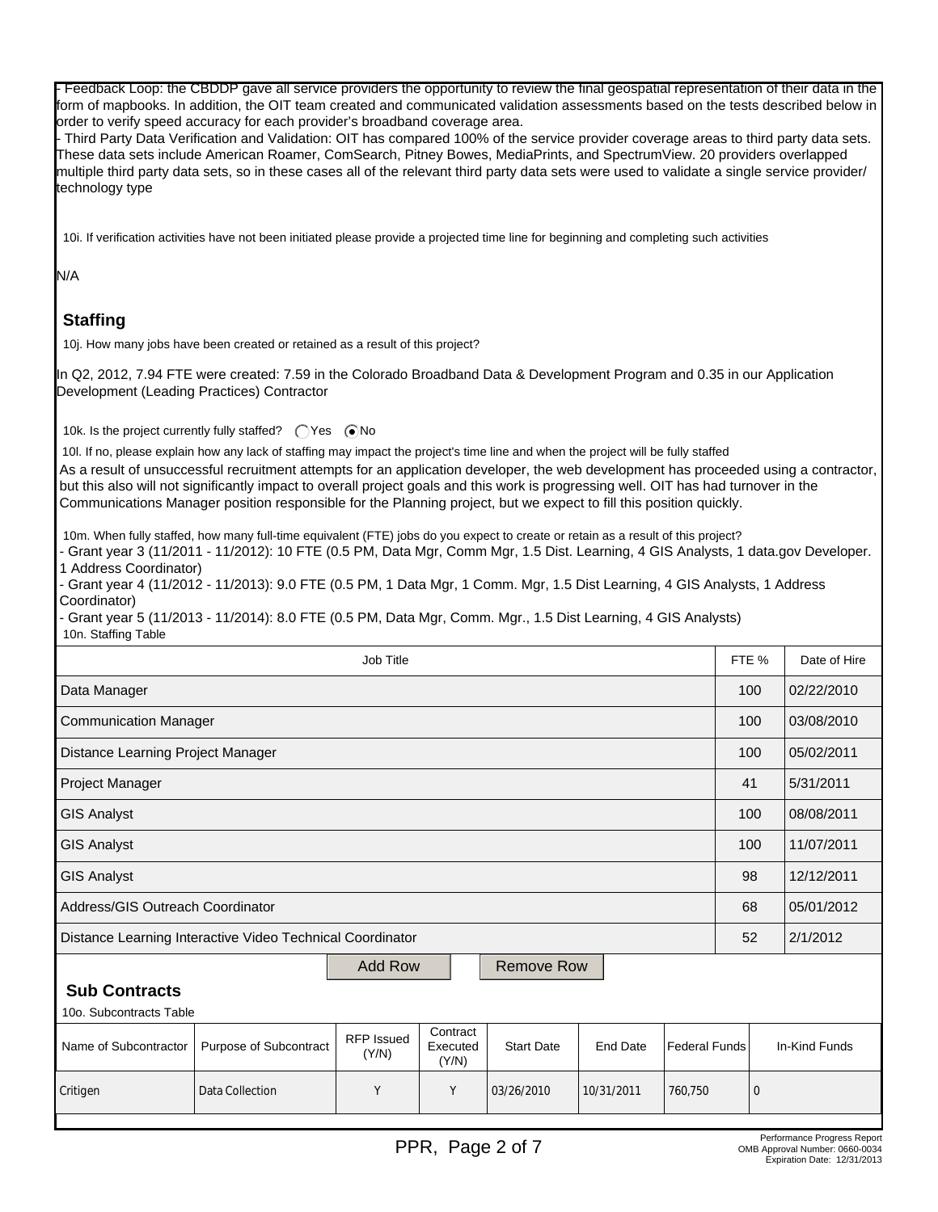- Feedback Loop: the CBDDP gave all service providers the opportunity to review the final geospatial representation of their data in the form of mapbooks. In addition, the OIT team created and communicated validation assessments based on the tests described below in order to verify speed accuracy for each provider's broadband coverage area.
- Third Party Data Verification and Validation: OIT has compared 100% of the service provider coverage areas to third party data sets. These data sets include American Roamer, ComSearch, Pitney Bowes, MediaPrints, and SpectrumView. 20 providers overlapped multiple third party data sets, so in these cases all of the relevant third party data sets were used to validate a single service provider/ technology type

10i. If verification activities have not been initiated please provide a projected time line for beginning and completing such activities

N/A

## Staffing

10j. How many jobs have been created or retained as a result of this project?

In Q2, 2012, 7.94 FTE were created: 7.59 in the Colorado Broadband Data & Development Program and 0.35 in our Application Development (Leading Practices) Contractor

10k. Is the project currently fully staffed? ◯ Yes ◉ No

10l. If no, please explain how any lack of staffing may impact the project's time line and when the project will be fully staffed

As a result of unsuccessful recruitment attempts for an application developer, the web development has proceeded using a contractor, but this also will not significantly impact to overall project goals and this work is progressing well. OIT has had turnover in the Communications Manager position responsible for the Planning project, but we expect to fill this position quickly.

10m. When fully staffed, how many full-time equivalent (FTE) jobs do you expect to create or retain as a result of this project?

- Grant year 3 (11/2011 - 11/2012): 10 FTE (0.5 PM, Data Mgr, Comm Mgr, 1.5 Dist. Learning, 4 GIS Analysts, 1 data.gov Developer. 1 Address Coordinator)
- Grant year 4 (11/2012 - 11/2013): 9.0 FTE (0.5 PM, 1 Data Mgr, 1 Comm. Mgr, 1.5 Dist Learning, 4 GIS Analysts, 1 Address Coordinator)
- Grant year 5 (11/2013 - 11/2014): 8.0 FTE (0.5 PM, Data Mgr, Comm. Mgr., 1.5 Dist Learning, 4 GIS Analysts)

10n. Staffing Table

| Job Title | FTE % | Date of Hire |
|---|---|---|
| Data Manager | 100 | 02/22/2010 |
| Communication Manager | 100 | 03/08/2010 |
| Distance Learning Project Manager | 100 | 05/02/2011 |
| Project Manager | 41 | 5/31/2011 |
| GIS Analyst | 100 | 08/08/2011 |
| GIS Analyst | 100 | 11/07/2011 |
| GIS Analyst | 98 | 12/12/2011 |
| Address/GIS Outreach Coordinator | 68 | 05/01/2012 |
| Distance Learning Interactive Video Technical Coordinator | 52 | 2/1/2012 |

## Sub Contracts

10o. Subcontracts Table

| Name of Subcontractor | Purpose of Subcontract | RFP Issued (Y/N) | Contract Executed (Y/N) | Start Date | End Date | Federal Funds | In-Kind Funds |
|---|---|---|---|---|---|---|---|
| Critigen | Data Collection | Y | Y | 03/26/2010 | 10/31/2011 | 760,750 | 0 |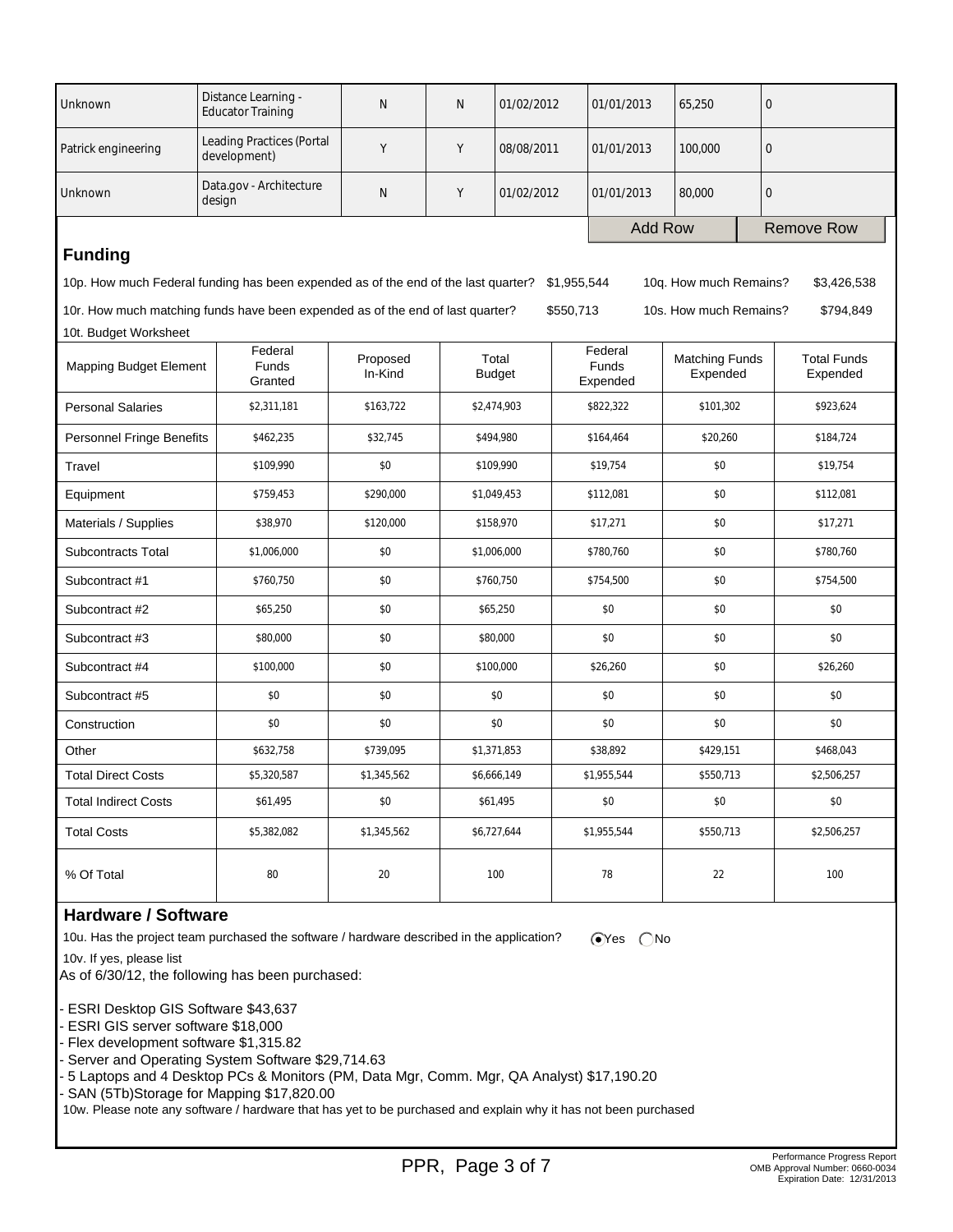| | | | | | | | |
|---|---|---|---|---|---|---|---|
| Unknown | Distance Learning - Educator Training | N | N | 01/02/2012 | 01/01/2013 | 65,250 | 0 |
| Patrick engineering | Leading Practices (Portal development) | Y | Y | 08/08/2011 | 01/01/2013 | 100,000 | 0 |
| Unknown | Data.gov - Architecture design | N | Y | 01/02/2012 | 01/01/2013 | 80,000 | 0 |

Add Row | Remove Row

## Funding

10p. How much Federal funding has been expended as of the end of the last quarter? $1,955,544 10q. How much Remains? $3,426,538

10r. How much matching funds have been expended as of the end of last quarter? $550,713 10s. How much Remains? $794,849

10t. Budget Worksheet

| Mapping Budget Element | Federal Funds Granted | Proposed In-Kind | Total Budget | Federal Funds Expended | Matching Funds Expended | Total Funds Expended |
|---|---|---|---|---|---|---|
| Personal Salaries | $2,311,181 | $163,722 | $2,474,903 | $822,322 | $101,302 | $923,624 |
| Personnel Fringe Benefits | $462,235 | $32,745 | $494,980 | $164,464 | $20,260 | $184,724 |
| Travel | $109,990 | $0 | $109,990 | $19,754 | $0 | $19,754 |
| Equipment | $759,453 | $290,000 | $1,049,453 | $112,081 | $0 | $112,081 |
| Materials / Supplies | $38,970 | $120,000 | $158,970 | $17,271 | $0 | $17,271 |
| Subcontracts Total | $1,006,000 | $0 | $1,006,000 | $780,760 | $0 | $780,760 |
| Subcontract #1 | $760,750 | $0 | $760,750 | $754,500 | $0 | $754,500 |
| Subcontract #2 | $65,250 | $0 | $65,250 | $0 | $0 | $0 |
| Subcontract #3 | $80,000 | $0 | $80,000 | $0 | $0 | $0 |
| Subcontract #4 | $100,000 | $0 | $100,000 | $26,260 | $0 | $26,260 |
| Subcontract #5 | $0 | $0 | $0 | $0 | $0 | $0 |
| Construction | $0 | $0 | $0 | $0 | $0 | $0 |
| Other | $632,758 | $739,095 | $1,371,853 | $38,892 | $429,151 | $468,043 |
| Total Direct Costs | $5,320,587 | $1,345,562 | $6,666,149 | $1,955,544 | $550,713 | $2,506,257 |
| Total Indirect Costs | $61,495 | $0 | $61,495 | $0 | $0 | $0 |
| Total Costs | $5,382,082 | $1,345,562 | $6,727,644 | $1,955,544 | $550,713 | $2,506,257 |
| % Of Total | 80 | 20 | 100 | 78 | 22 | 100 |

## Hardware / Software

10u. Has the project team purchased the software / hardware described in the application? (•) Yes ( ) No

10v. If yes, please list

As of 6/30/12, the following has been purchased:

- ESRI Desktop GIS Software $43,637
- ESRI GIS server software $18,000
- Flex development software $1,315.82
- Server and Operating System Software $29,714.63
- 5 Laptops and 4 Desktop PCs & Monitors (PM, Data Mgr, Comm. Mgr, QA Analyst) $17,190.20
- SAN (5Tb)Storage for Mapping $17,820.00

10w. Please note any software / hardware that has yet to be purchased and explain why it has not been purchased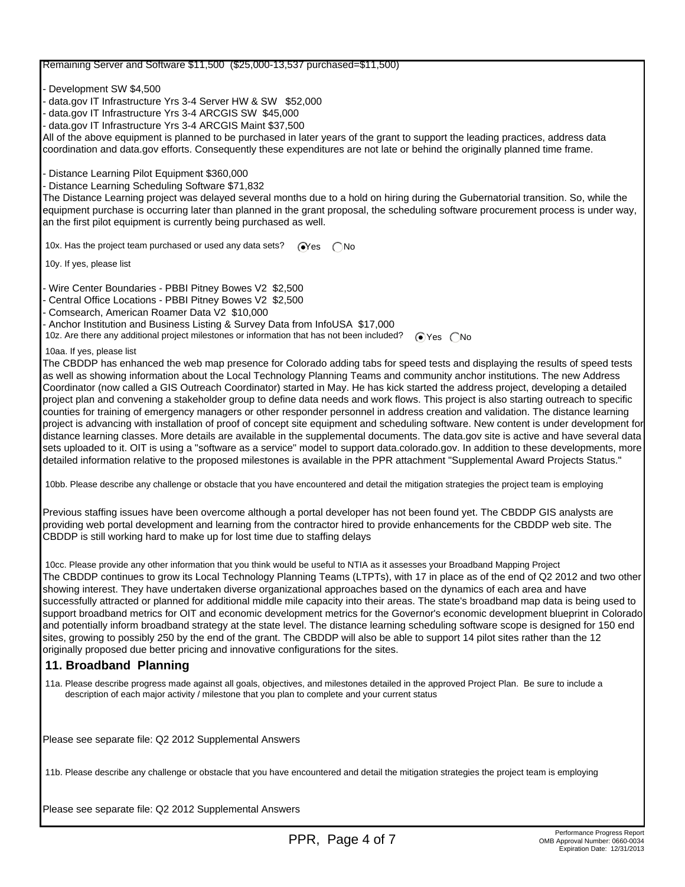Remaining Server and Software $11,500 ($25,000-13,537 purchased=$11,500)

- Development SW $4,500
- data.gov IT Infrastructure Yrs 3-4 Server HW & SW $52,000
- data.gov IT Infrastructure Yrs 3-4 ARCGIS SW $45,000
- data.gov IT Infrastructure Yrs 3-4 ARCGIS Maint $37,500

All of the above equipment is planned to be purchased in later years of the grant to support the leading practices, address data coordination and data.gov efforts. Consequently these expenditures are not late or behind the originally planned time frame.

- Distance Learning Pilot Equipment $360,000
- Distance Learning Scheduling Software $71,832

The Distance Learning project was delayed several months due to a hold on hiring during the Gubernatorial transition. So, while the equipment purchase is occurring later than planned in the grant proposal, the scheduling software procurement process is under way, an the first pilot equipment is currently being purchased as well.

10x. Has the project team purchased or used any data sets? (●) Yes ( ) No

10y. If yes, please list

- Wire Center Boundaries - PBBI Pitney Bowes V2 $2,500
- Central Office Locations - PBBI Pitney Bowes V2 $2,500
- Comsearch, American Roamer Data V2 $10,000
- Anchor Institution and Business Listing & Survey Data from InfoUSA $17,000

10z. Are there any additional project milestones or information that has not been included? (●) Yes ( ) No

10aa. If yes, please list

The CBDDP has enhanced the web map presence for Colorado adding tabs for speed tests and displaying the results of speed tests as well as showing information about the Local Technology Planning Teams and community anchor institutions. The new Address Coordinator (now called a GIS Outreach Coordinator) started in May. He has kick started the address project, developing a detailed project plan and convening a stakeholder group to define data needs and work flows. This project is also starting outreach to specific counties for training of emergency managers or other responder personnel in address creation and validation. The distance learning project is advancing with installation of proof of concept site equipment and scheduling software. New content is under development for distance learning classes. More details are available in the supplemental documents. The data.gov site is active and have several data sets uploaded to it. OIT is using a "software as a service" model to support data.colorado.gov. In addition to these developments, more detailed information relative to the proposed milestones is available in the PPR attachment "Supplemental Award Projects Status."

10bb. Please describe any challenge or obstacle that you have encountered and detail the mitigation strategies the project team is employing

Previous staffing issues have been overcome although a portal developer has not been found yet. The CBDDP GIS analysts are providing web portal development and learning from the contractor hired to provide enhancements for the CBDDP web site. The CBDDP is still working hard to make up for lost time due to staffing delays

10cc. Please provide any other information that you think would be useful to NTIA as it assesses your Broadband Mapping Project

The CBDDP continues to grow its Local Technology Planning Teams (LTPTs), with 17 in place as of the end of Q2 2012 and two other showing interest. They have undertaken diverse organizational approaches based on the dynamics of each area and have successfully attracted or planned for additional middle mile capacity into their areas. The state's broadband map data is being used to support broadband metrics for OIT and economic development metrics for the Governor's economic development blueprint in Colorado and potentially inform broadband strategy at the state level. The distance learning scheduling software scope is designed for 150 end sites, growing to possibly 250 by the end of the grant. The CBDDP will also be able to support 14 pilot sites rather than the 12 originally proposed due better pricing and innovative configurations for the sites.

## 11. Broadband Planning

11a. Please describe progress made against all goals, objectives, and milestones detailed in the approved Project Plan. Be sure to include a description of each major activity / milestone that you plan to complete and your current status

Please see separate file: Q2 2012 Supplemental Answers

11b. Please describe any challenge or obstacle that you have encountered and detail the mitigation strategies the project team is employing

Please see separate file: Q2 2012 Supplemental Answers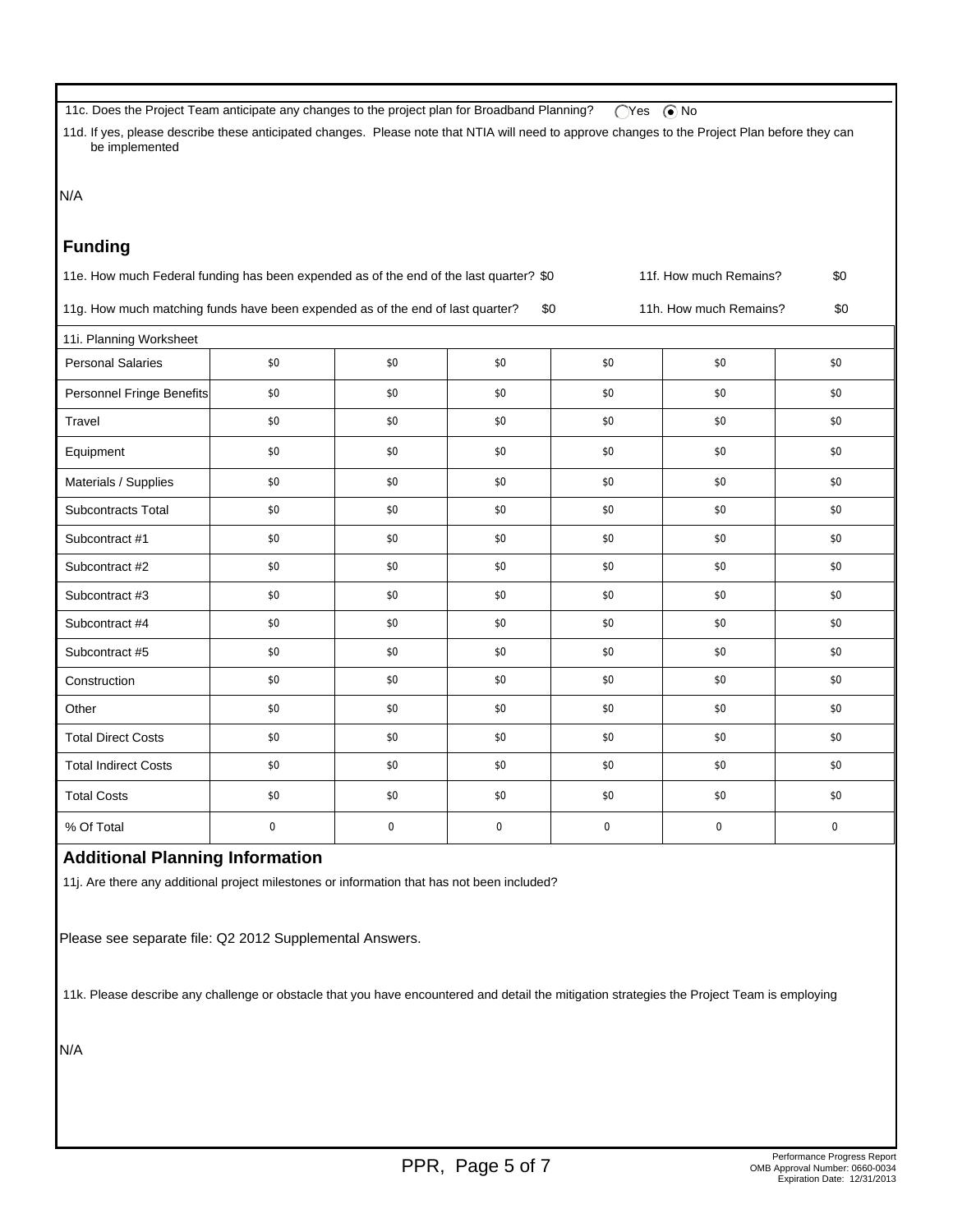11c. Does the Project Team anticipate any changes to the project plan for Broadband Planning? ◯ Yes ◉ No

11d. If yes, please describe these anticipated changes. Please note that NTIA will need to approve changes to the Project Plan before they can be implemented

N/A

## Funding

11e. How much Federal funding has been expended as of the end of the last quarter? $0

11f. How much Remains? $0

11g. How much matching funds have been expended as of the end of last quarter? $0

11h. How much Remains? $0

11i. Planning Worksheet

| | | | | | | |
|---|---|---|---|---|---|---|
| Personal Salaries | $0 | $0 | $0 | $0 | $0 | $0 |
| Personnel Fringe Benefits | $0 | $0 | $0 | $0 | $0 | $0 |
| Travel | $0 | $0 | $0 | $0 | $0 | $0 |
| Equipment | $0 | $0 | $0 | $0 | $0 | $0 |
| Materials / Supplies | $0 | $0 | $0 | $0 | $0 | $0 |
| Subcontracts Total | $0 | $0 | $0 | $0 | $0 | $0 |
| Subcontract #1 | $0 | $0 | $0 | $0 | $0 | $0 |
| Subcontract #2 | $0 | $0 | $0 | $0 | $0 | $0 |
| Subcontract #3 | $0 | $0 | $0 | $0 | $0 | $0 |
| Subcontract #4 | $0 | $0 | $0 | $0 | $0 | $0 |
| Subcontract #5 | $0 | $0 | $0 | $0 | $0 | $0 |
| Construction | $0 | $0 | $0 | $0 | $0 | $0 |
| Other | $0 | $0 | $0 | $0 | $0 | $0 |
| Total Direct Costs | $0 | $0 | $0 | $0 | $0 | $0 |
| Total Indirect Costs | $0 | $0 | $0 | $0 | $0 | $0 |
| Total Costs | $0 | $0 | $0 | $0 | $0 | $0 |
| % Of Total | 0 | 0 | 0 | 0 | 0 | 0 |

## Additional Planning Information

11j. Are there any additional project milestones or information that has not been included?

Please see separate file: Q2 2012 Supplemental Answers.

11k. Please describe any challenge or obstacle that you have encountered and detail the mitigation strategies the Project Team is employing

N/A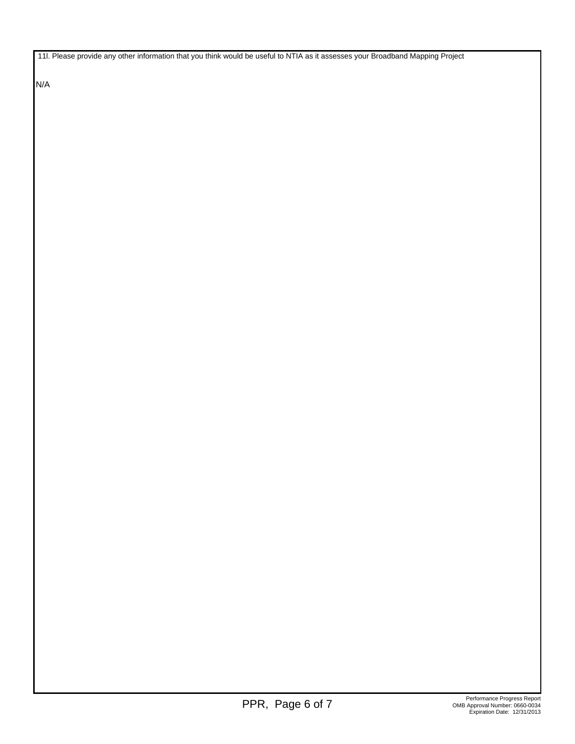11l. Please provide any other information that you think would be useful to NTIA as it assesses your Broadband Mapping Project

N/A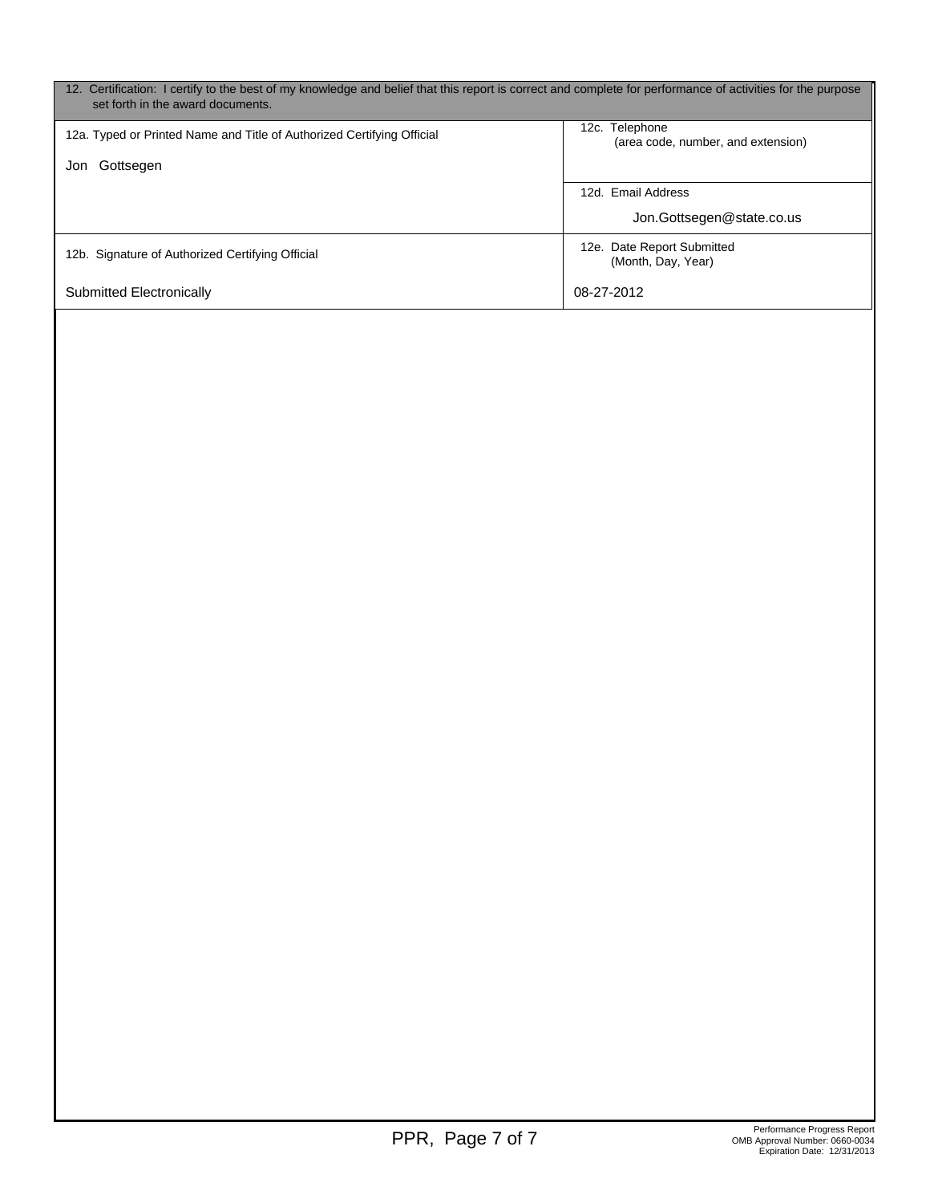12. Certification: I certify to the best of my knowledge and belief that this report is correct and complete for performance of activities for the purpose set forth in the award documents.

| | |
|---|---|
| 12a. Typed or Printed Name and Title of Authorized Certifying Official<br><br>Jon Gottsegen | 12c. Telephone (area code, number, and extension)<br><br>12d. Email Address<br><br>Jon.Gottsegen@state.co.us |
| 12b. Signature of Authorized Certifying Official<br><br>Submitted Electronically | 12e. Date Report Submitted (Month, Day, Year)<br><br>08-27-2012 |

Performance Progress Report
OMB Approval Number: 0660-0034
Expiration Date: 12/31/2013